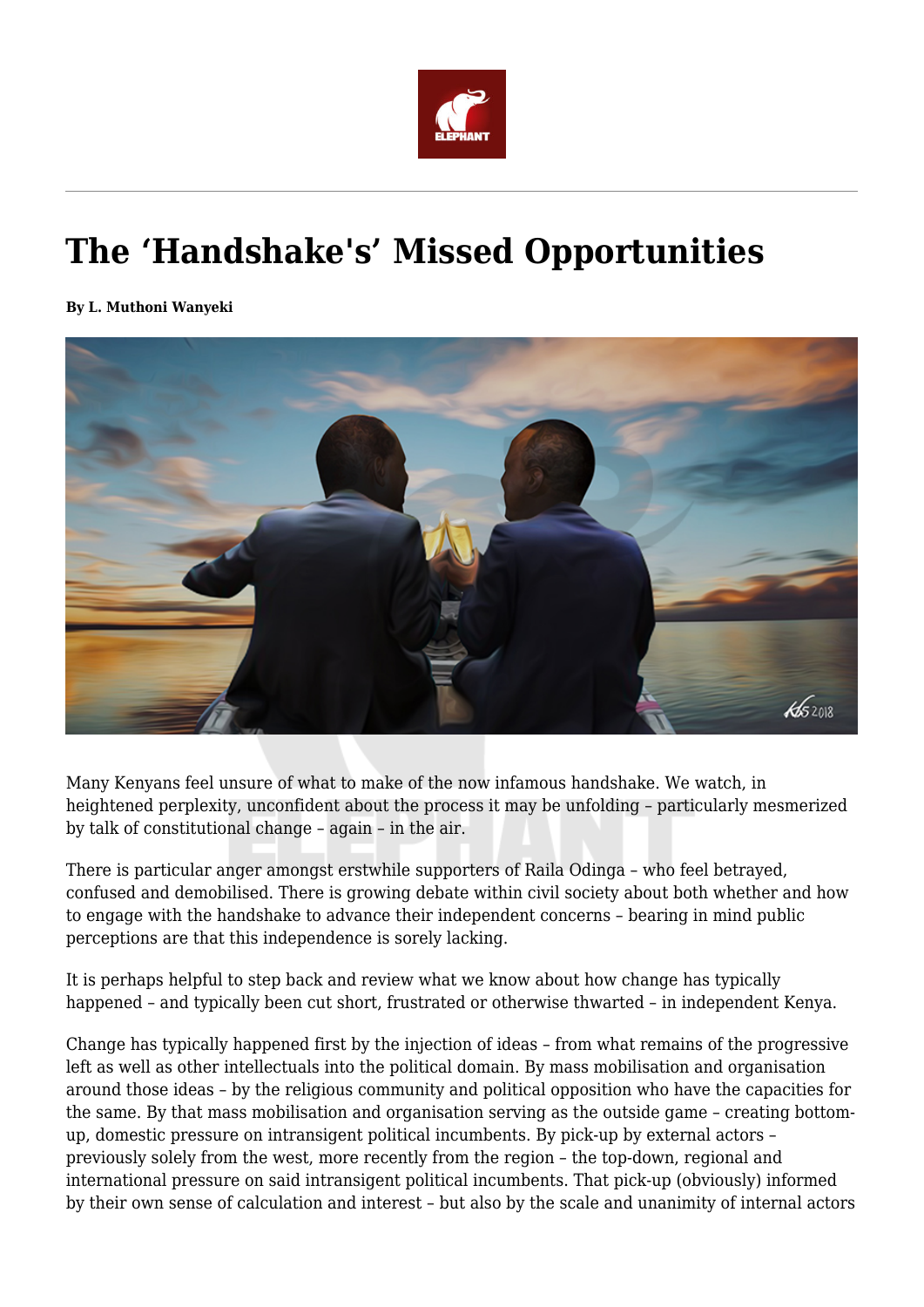# The 'Handshake's' Missed Opportunities

**By L. Muthoni Wanyeki**

Many Kenyans feel unsure of what to make of the now infamous handshake. We watch, in heightened perplexity, unconfident about the process it may be unfolding – particularly mesmerized by talk of constitutional change – again – in the air.

There is particular anger amongst erstwhile supporters of Raila Odinga – who feel betrayed, confused and demobilised. There is growing debate within civil society about both whether and how to engage with the handshake to advance their independent concerns – bearing in mind public perceptions are that this independence is sorely lacking.

It is perhaps helpful to step back and review what we know about how change has typically happened – and typically been cut short, frustrated or otherwise thwarted – in independent Kenya.

Change has typically happened first by the injection of ideas – from what remains of the progressive left as well as other intellectuals into the political domain. By mass mobilisation and organisation around those ideas – by the religious community and political opposition who have the capacities for the same. By that mass mobilisation and organisation serving as the outside game – creating bottom-up, domestic pressure on intransigent political incumbents. By pick-up by external actors – previously solely from the west, more recently from the region – the top-down, regional and international pressure on said intransigent political incumbents. That pick-up (obviously) informed by their own sense of calculation and interest – but also by the scale and unanimity of internal actors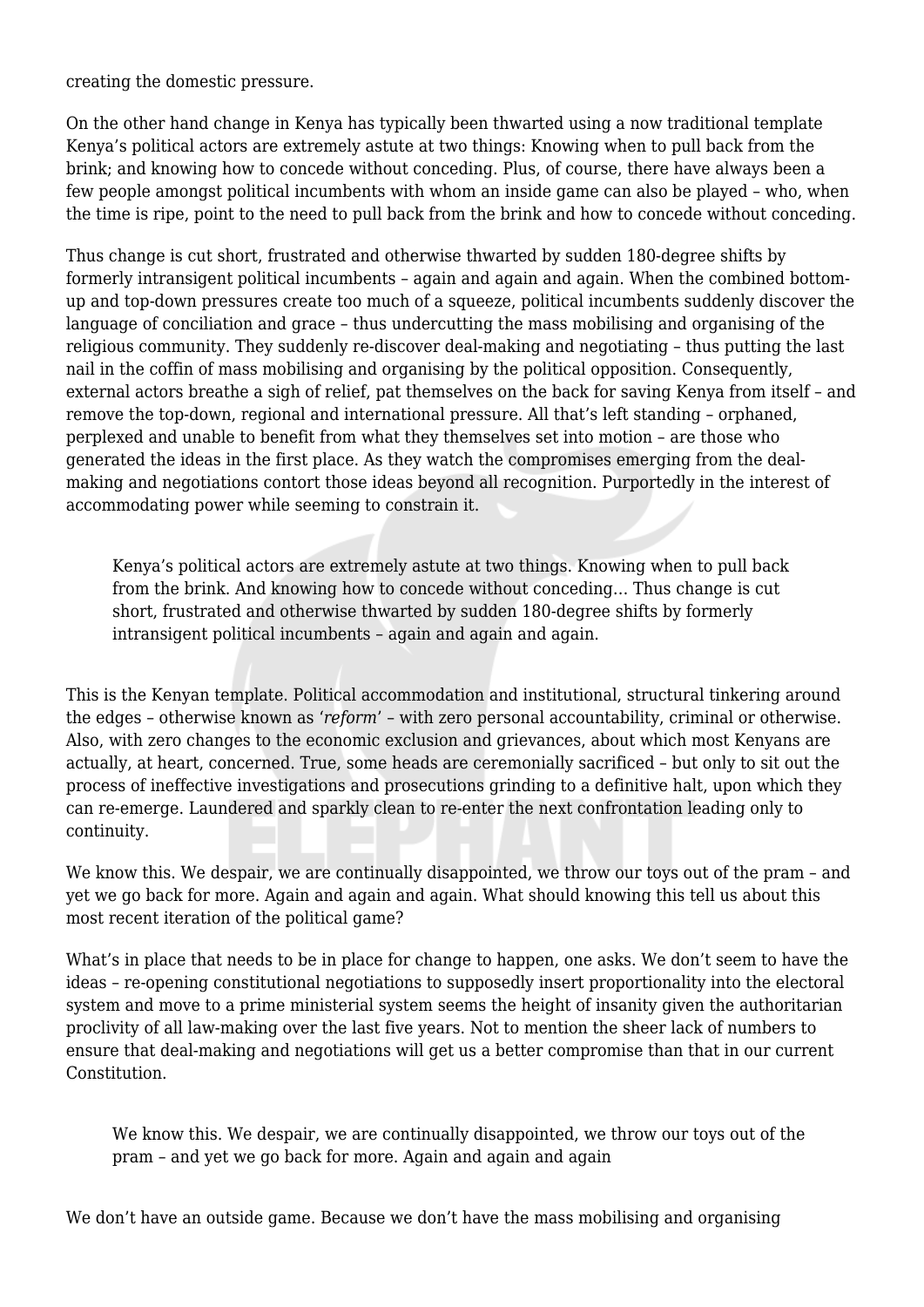creating the domestic pressure.

On the other hand change in Kenya has typically been thwarted using a now traditional template Kenya's political actors are extremely astute at two things: Knowing when to pull back from the brink; and knowing how to concede without conceding. Plus, of course, there have always been a few people amongst political incumbents with whom an inside game can also be played – who, when the time is ripe, point to the need to pull back from the brink and how to concede without conceding.

Thus change is cut short, frustrated and otherwise thwarted by sudden 180-degree shifts by formerly intransigent political incumbents – again and again and again. When the combined bottom-up and top-down pressures create too much of a squeeze, political incumbents suddenly discover the language of conciliation and grace – thus undercutting the mass mobilising and organising of the religious community. They suddenly re-discover deal-making and negotiating – thus putting the last nail in the coffin of mass mobilising and organising by the political opposition. Consequently, external actors breathe a sigh of relief, pat themselves on the back for saving Kenya from itself – and remove the top-down, regional and international pressure. All that's left standing – orphaned, perplexed and unable to benefit from what they themselves set into motion – are those who generated the ideas in the first place. As they watch the compromises emerging from the deal-making and negotiations contort those ideas beyond all recognition. Purportedly in the interest of accommodating power while seeming to constrain it.

> Kenya's political actors are extremely astute at two things. Knowing when to pull back from the brink. And knowing how to concede without conceding… Thus change is cut short, frustrated and otherwise thwarted by sudden 180-degree shifts by formerly intransigent political incumbents – again and again and again.

This is the Kenyan template. Political accommodation and institutional, structural tinkering around the edges – otherwise known as '*reform*' – with zero personal accountability, criminal or otherwise. Also, with zero changes to the economic exclusion and grievances, about which most Kenyans are actually, at heart, concerned. True, some heads are ceremonially sacrificed – but only to sit out the process of ineffective investigations and prosecutions grinding to a definitive halt, upon which they can re-emerge. Laundered and sparkly clean to re-enter the next confrontation leading only to continuity.

We know this. We despair, we are continually disappointed, we throw our toys out of the pram – and yet we go back for more. Again and again and again. What should knowing this tell us about this most recent iteration of the political game?

What's in place that needs to be in place for change to happen, one asks. We don't seem to have the ideas – re-opening constitutional negotiations to supposedly insert proportionality into the electoral system and move to a prime ministerial system seems the height of insanity given the authoritarian proclivity of all law-making over the last five years. Not to mention the sheer lack of numbers to ensure that deal-making and negotiations will get us a better compromise than that in our current Constitution.

> We know this. We despair, we are continually disappointed, we throw our toys out of the pram – and yet we go back for more. Again and again and again

We don't have an outside game. Because we don't have the mass mobilising and organising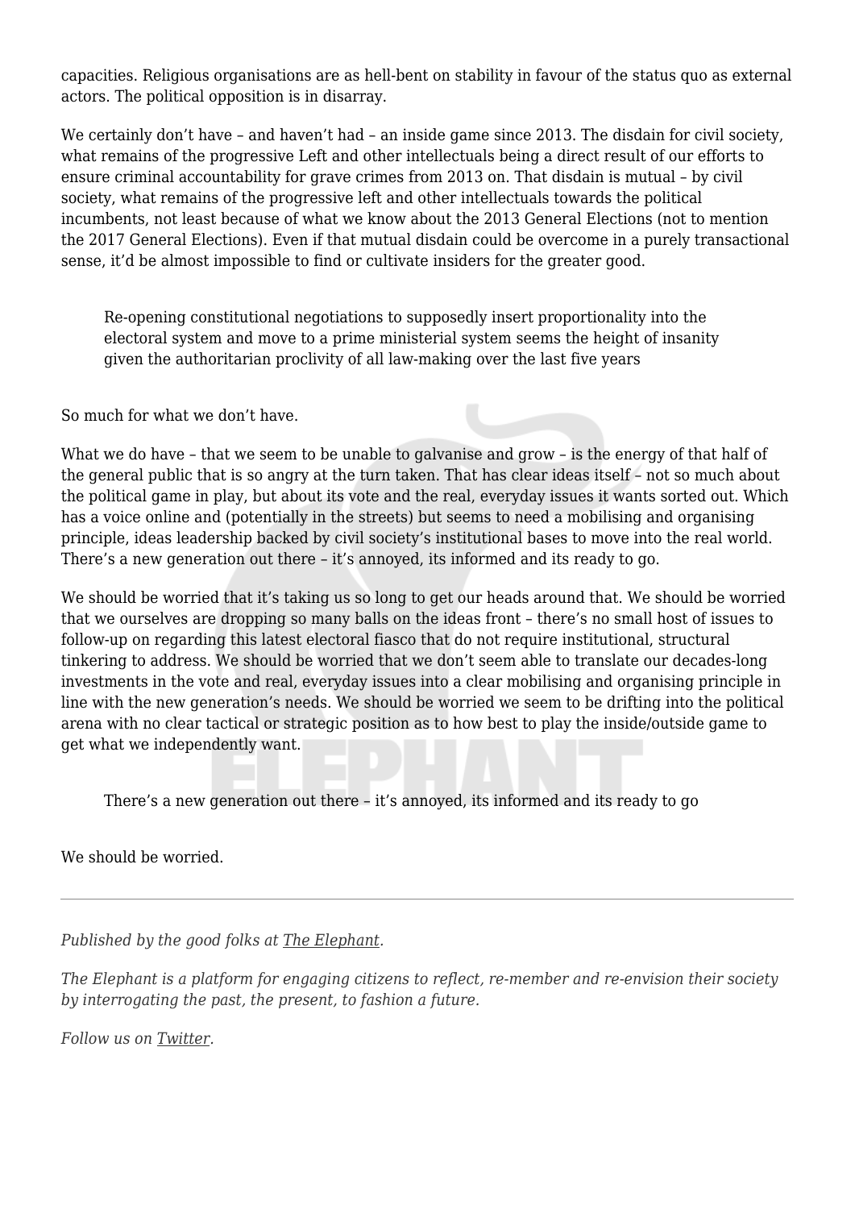capacities. Religious organisations are as hell-bent on stability in favour of the status quo as external actors. The political opposition is in disarray.

We certainly don't have – and haven't had – an inside game since 2013. The disdain for civil society, what remains of the progressive Left and other intellectuals being a direct result of our efforts to ensure criminal accountability for grave crimes from 2013 on. That disdain is mutual – by civil society, what remains of the progressive left and other intellectuals towards the political incumbents, not least because of what we know about the 2013 General Elections (not to mention the 2017 General Elections). Even if that mutual disdain could be overcome in a purely transactional sense, it'd be almost impossible to find or cultivate insiders for the greater good.

> Re-opening constitutional negotiations to supposedly insert proportionality into the electoral system and move to a prime ministerial system seems the height of insanity given the authoritarian proclivity of all law-making over the last five years

So much for what we don't have.

What we do have – that we seem to be unable to galvanise and grow – is the energy of that half of the general public that is so angry at the turn taken. That has clear ideas itself – not so much about the political game in play, but about its vote and the real, everyday issues it wants sorted out. Which has a voice online and (potentially in the streets) but seems to need a mobilising and organising principle, ideas leadership backed by civil society's institutional bases to move into the real world. There's a new generation out there – it's annoyed, its informed and its ready to go.

We should be worried that it's taking us so long to get our heads around that. We should be worried that we ourselves are dropping so many balls on the ideas front – there's no small host of issues to follow-up on regarding this latest electoral fiasco that do not require institutional, structural tinkering to address. We should be worried that we don't seem able to translate our decades-long investments in the vote and real, everyday issues into a clear mobilising and organising principle in line with the new generation's needs. We should be worried we seem to be drifting into the political arena with no clear tactical or strategic position as to how best to play the inside/outside game to get what we independently want.

> There's a new generation out there – it's annoyed, its informed and its ready to go

We should be worried.

---

*Published by the good folks at The Elephant.*

*The Elephant is a platform for engaging citizens to reflect, re-member and re-envision their society by interrogating the past, the present, to fashion a future.*

*Follow us on Twitter.*